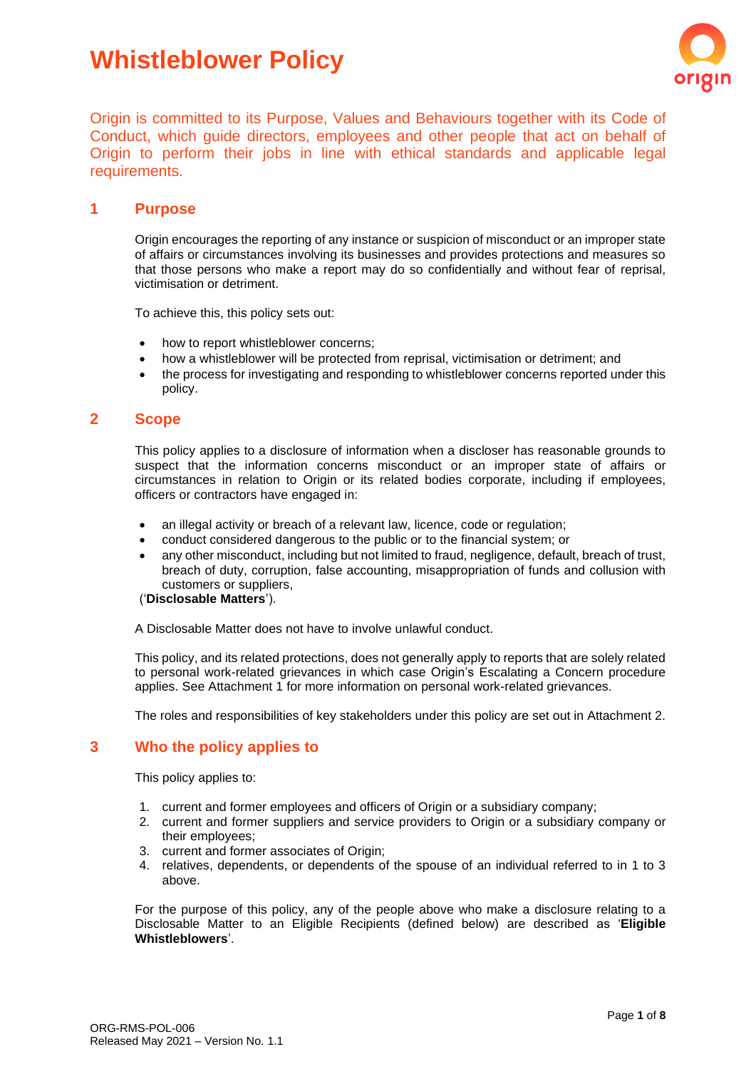# Whistleblower Policy

Origin is committed to its Purpose, Values and Behaviours together with its Code of Conduct, which guide directors, employees and other people that act on behalf of Origin to perform their jobs in line with ethical standards and applicable legal requirements.

## 1 Purpose

Origin encourages the reporting of any instance or suspicion of misconduct or an improper state of affairs or circumstances involving its businesses and provides protections and measures so that those persons who make a report may do so confidentially and without fear of reprisal, victimisation or detriment.

To achieve this, this policy sets out:

- how to report whistleblower concerns;
- how a whistleblower will be protected from reprisal, victimisation or detriment; and
- the process for investigating and responding to whistleblower concerns reported under this policy.

## 2 Scope

This policy applies to a disclosure of information when a discloser has reasonable grounds to suspect that the information concerns misconduct or an improper state of affairs or circumstances in relation to Origin or its related bodies corporate, including if employees, officers or contractors have engaged in:

- an illegal activity or breach of a relevant law, licence, code or regulation;
- conduct considered dangerous to the public or to the financial system; or
- any other misconduct, including but not limited to fraud, negligence, default, breach of trust, breach of duty, corruption, false accounting, misappropriation of funds and collusion with customers or suppliers,

('**Disclosable Matters**').

A Disclosable Matter does not have to involve unlawful conduct.

This policy, and its related protections, does not generally apply to reports that are solely related to personal work-related grievances in which case Origin's Escalating a Concern procedure applies. See Attachment 1 for more information on personal work-related grievances.

The roles and responsibilities of key stakeholders under this policy are set out in Attachment 2.

## 3 Who the policy applies to

This policy applies to:

1. current and former employees and officers of Origin or a subsidiary company;
2. current and former suppliers and service providers to Origin or a subsidiary company or their employees;
3. current and former associates of Origin;
4. relatives, dependents, or dependents of the spouse of an individual referred to in 1 to 3 above.

For the purpose of this policy, any of the people above who make a disclosure relating to a Disclosable Matter to an Eligible Recipients (defined below) are described as '**Eligible Whistleblowers**'.

ORG-RMS-POL-006
Released May 2021 – Version No. 1.1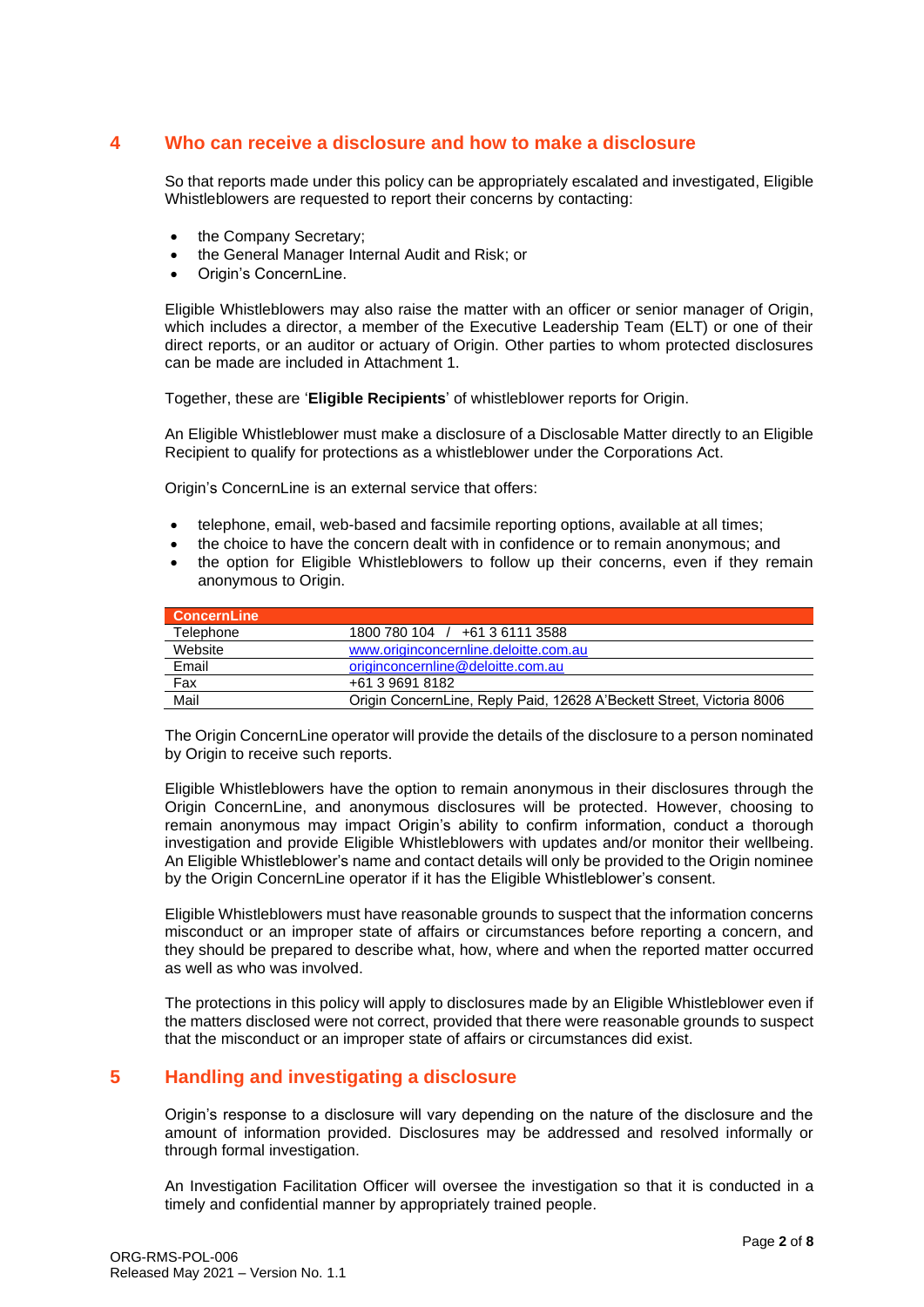## 4 Who can receive a disclosure and how to make a disclosure

So that reports made under this policy can be appropriately escalated and investigated, Eligible Whistleblowers are requested to report their concerns by contacting:

- the Company Secretary;
- the General Manager Internal Audit and Risk; or
- Origin's ConcernLine.

Eligible Whistleblowers may also raise the matter with an officer or senior manager of Origin, which includes a director, a member of the Executive Leadership Team (ELT) or one of their direct reports, or an auditor or actuary of Origin. Other parties to whom protected disclosures can be made are included in Attachment 1.

Together, these are '**Eligible Recipients**' of whistleblower reports for Origin.

An Eligible Whistleblower must make a disclosure of a Disclosable Matter directly to an Eligible Recipient to qualify for protections as a whistleblower under the Corporations Act.

Origin's ConcernLine is an external service that offers:

- telephone, email, web-based and facsimile reporting options, available at all times;
- the choice to have the concern dealt with in confidence or to remain anonymous; and
- the option for Eligible Whistleblowers to follow up their concerns, even if they remain anonymous to Origin.

| ConcernLine | |
|---|---|
| Telephone | 1800 780 104 / +61 3 6111 3588 |
| Website | www.originconcernline.deloitte.com.au |
| Email | originconcernline@deloitte.com.au |
| Fax | +61 3 9691 8182 |
| Mail | Origin ConcernLine, Reply Paid, 12628 A'Beckett Street, Victoria 8006 |

The Origin ConcernLine operator will provide the details of the disclosure to a person nominated by Origin to receive such reports.

Eligible Whistleblowers have the option to remain anonymous in their disclosures through the Origin ConcernLine, and anonymous disclosures will be protected. However, choosing to remain anonymous may impact Origin's ability to confirm information, conduct a thorough investigation and provide Eligible Whistleblowers with updates and/or monitor their wellbeing. An Eligible Whistleblower's name and contact details will only be provided to the Origin nominee by the Origin ConcernLine operator if it has the Eligible Whistleblower's consent.

Eligible Whistleblowers must have reasonable grounds to suspect that the information concerns misconduct or an improper state of affairs or circumstances before reporting a concern, and they should be prepared to describe what, how, where and when the reported matter occurred as well as who was involved.

The protections in this policy will apply to disclosures made by an Eligible Whistleblower even if the matters disclosed were not correct, provided that there were reasonable grounds to suspect that the misconduct or an improper state of affairs or circumstances did exist.

## 5 Handling and investigating a disclosure

Origin's response to a disclosure will vary depending on the nature of the disclosure and the amount of information provided. Disclosures may be addressed and resolved informally or through formal investigation.

An Investigation Facilitation Officer will oversee the investigation so that it is conducted in a timely and confidential manner by appropriately trained people.

ORG-RMS-POL-006
Released May 2021 – Version No. 1.1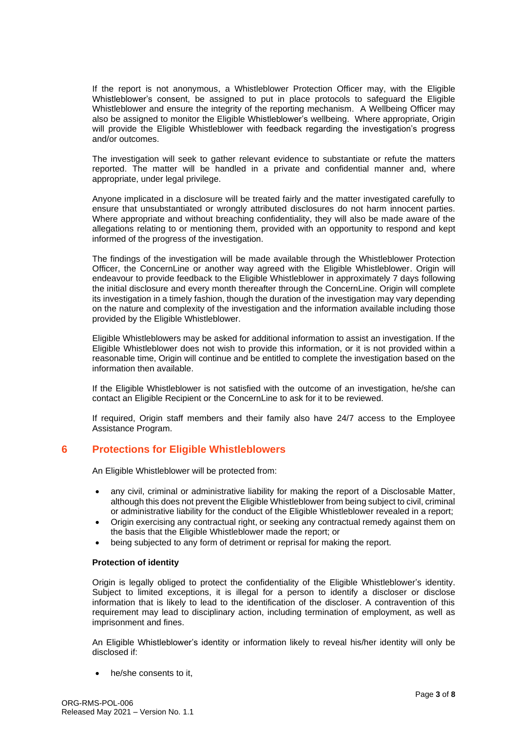If the report is not anonymous, a Whistleblower Protection Officer may, with the Eligible Whistleblower's consent, be assigned to put in place protocols to safeguard the Eligible Whistleblower and ensure the integrity of the reporting mechanism. A Wellbeing Officer may also be assigned to monitor the Eligible Whistleblower's wellbeing. Where appropriate, Origin will provide the Eligible Whistleblower with feedback regarding the investigation's progress and/or outcomes.

The investigation will seek to gather relevant evidence to substantiate or refute the matters reported. The matter will be handled in a private and confidential manner and, where appropriate, under legal privilege.

Anyone implicated in a disclosure will be treated fairly and the matter investigated carefully to ensure that unsubstantiated or wrongly attributed disclosures do not harm innocent parties. Where appropriate and without breaching confidentiality, they will also be made aware of the allegations relating to or mentioning them, provided with an opportunity to respond and kept informed of the progress of the investigation.

The findings of the investigation will be made available through the Whistleblower Protection Officer, the ConcernLine or another way agreed with the Eligible Whistleblower. Origin will endeavour to provide feedback to the Eligible Whistleblower in approximately 7 days following the initial disclosure and every month thereafter through the ConcernLine. Origin will complete its investigation in a timely fashion, though the duration of the investigation may vary depending on the nature and complexity of the investigation and the information available including those provided by the Eligible Whistleblower.

Eligible Whistleblowers may be asked for additional information to assist an investigation. If the Eligible Whistleblower does not wish to provide this information, or it is not provided within a reasonable time, Origin will continue and be entitled to complete the investigation based on the information then available.

If the Eligible Whistleblower is not satisfied with the outcome of an investigation, he/she can contact an Eligible Recipient or the ConcernLine to ask for it to be reviewed.

If required, Origin staff members and their family also have 24/7 access to the Employee Assistance Program.

## 6 Protections for Eligible Whistleblowers

An Eligible Whistleblower will be protected from:

- any civil, criminal or administrative liability for making the report of a Disclosable Matter, although this does not prevent the Eligible Whistleblower from being subject to civil, criminal or administrative liability for the conduct of the Eligible Whistleblower revealed in a report;
- Origin exercising any contractual right, or seeking any contractual remedy against them on the basis that the Eligible Whistleblower made the report; or
- being subjected to any form of detriment or reprisal for making the report.

**Protection of identity**

Origin is legally obliged to protect the confidentiality of the Eligible Whistleblower's identity. Subject to limited exceptions, it is illegal for a person to identify a discloser or disclose information that is likely to lead to the identification of the discloser. A contravention of this requirement may lead to disciplinary action, including termination of employment, as well as imprisonment and fines.

An Eligible Whistleblower's identity or information likely to reveal his/her identity will only be disclosed if:

- he/she consents to it,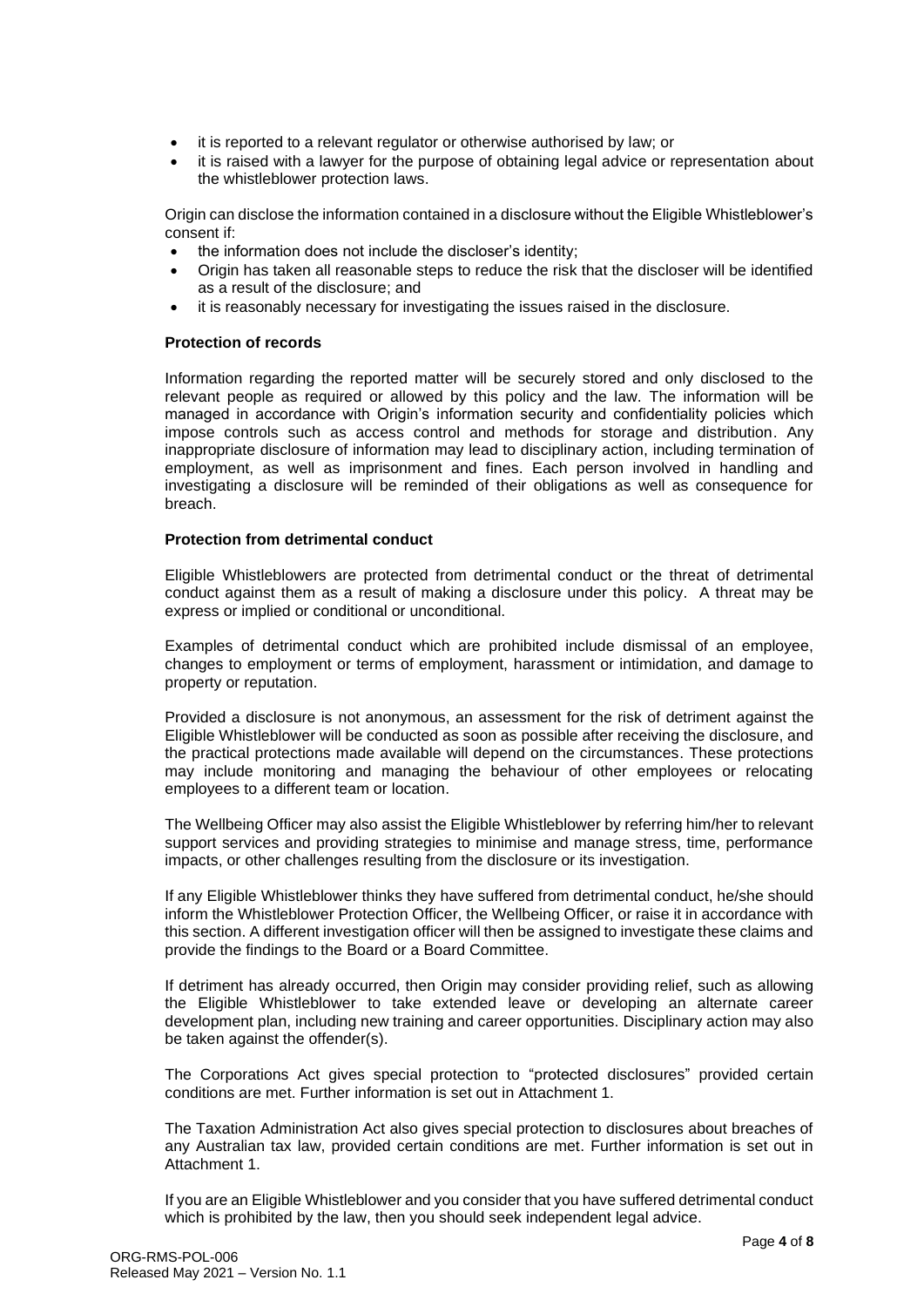- it is reported to a relevant regulator or otherwise authorised by law; or
- it is raised with a lawyer for the purpose of obtaining legal advice or representation about the whistleblower protection laws.

Origin can disclose the information contained in a disclosure without the Eligible Whistleblower's consent if:

- the information does not include the discloser's identity;
- Origin has taken all reasonable steps to reduce the risk that the discloser will be identified as a result of the disclosure; and
- it is reasonably necessary for investigating the issues raised in the disclosure.

**Protection of records**

Information regarding the reported matter will be securely stored and only disclosed to the relevant people as required or allowed by this policy and the law. The information will be managed in accordance with Origin's information security and confidentiality policies which impose controls such as access control and methods for storage and distribution. Any inappropriate disclosure of information may lead to disciplinary action, including termination of employment, as well as imprisonment and fines. Each person involved in handling and investigating a disclosure will be reminded of their obligations as well as consequence for breach.

**Protection from detrimental conduct**

Eligible Whistleblowers are protected from detrimental conduct or the threat of detrimental conduct against them as a result of making a disclosure under this policy. A threat may be express or implied or conditional or unconditional.

Examples of detrimental conduct which are prohibited include dismissal of an employee, changes to employment or terms of employment, harassment or intimidation, and damage to property or reputation.

Provided a disclosure is not anonymous, an assessment for the risk of detriment against the Eligible Whistleblower will be conducted as soon as possible after receiving the disclosure, and the practical protections made available will depend on the circumstances. These protections may include monitoring and managing the behaviour of other employees or relocating employees to a different team or location.

The Wellbeing Officer may also assist the Eligible Whistleblower by referring him/her to relevant support services and providing strategies to minimise and manage stress, time, performance impacts, or other challenges resulting from the disclosure or its investigation.

If any Eligible Whistleblower thinks they have suffered from detrimental conduct, he/she should inform the Whistleblower Protection Officer, the Wellbeing Officer, or raise it in accordance with this section. A different investigation officer will then be assigned to investigate these claims and provide the findings to the Board or a Board Committee.

If detriment has already occurred, then Origin may consider providing relief, such as allowing the Eligible Whistleblower to take extended leave or developing an alternate career development plan, including new training and career opportunities. Disciplinary action may also be taken against the offender(s).

The Corporations Act gives special protection to "protected disclosures" provided certain conditions are met. Further information is set out in Attachment 1.

The Taxation Administration Act also gives special protection to disclosures about breaches of any Australian tax law, provided certain conditions are met. Further information is set out in Attachment 1.

If you are an Eligible Whistleblower and you consider that you have suffered detrimental conduct which is prohibited by the law, then you should seek independent legal advice.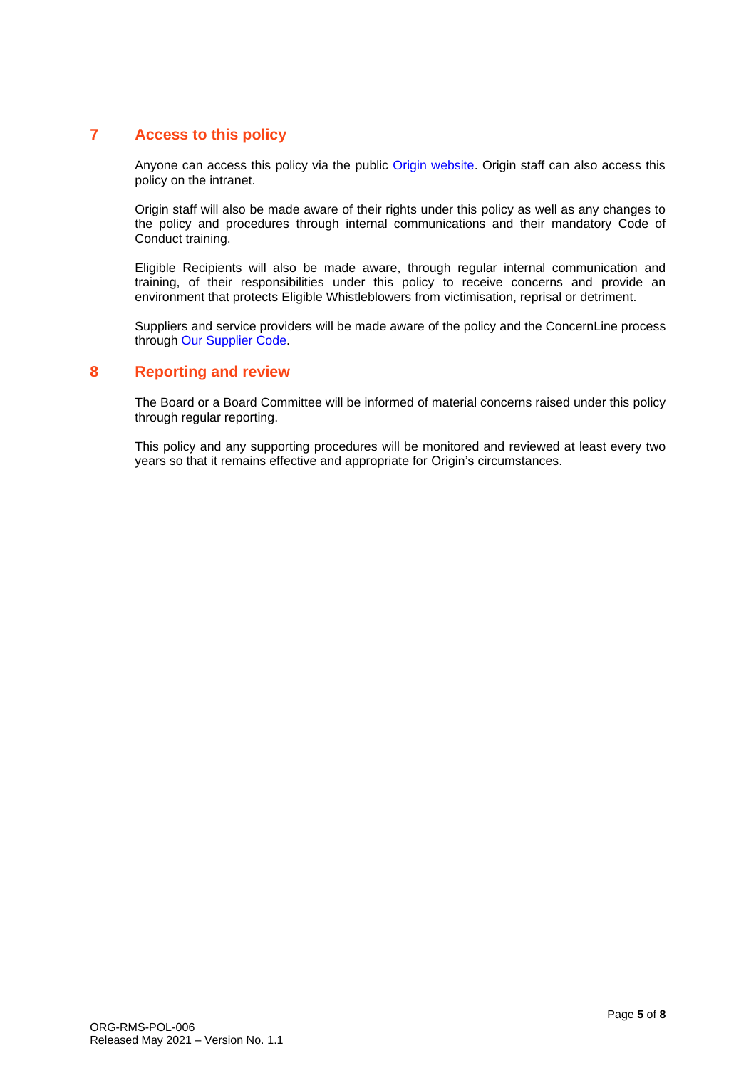## 7 Access to this policy

Anyone can access this policy via the public Origin website. Origin staff can also access this policy on the intranet.

Origin staff will also be made aware of their rights under this policy as well as any changes to the policy and procedures through internal communications and their mandatory Code of Conduct training.

Eligible Recipients will also be made aware, through regular internal communication and training, of their responsibilities under this policy to receive concerns and provide an environment that protects Eligible Whistleblowers from victimisation, reprisal or detriment.

Suppliers and service providers will be made aware of the policy and the ConcernLine process through Our Supplier Code.

## 8 Reporting and review

The Board or a Board Committee will be informed of material concerns raised under this policy through regular reporting.

This policy and any supporting procedures will be monitored and reviewed at least every two years so that it remains effective and appropriate for Origin's circumstances.

ORG-RMS-POL-006
Released May 2021 – Version No. 1.1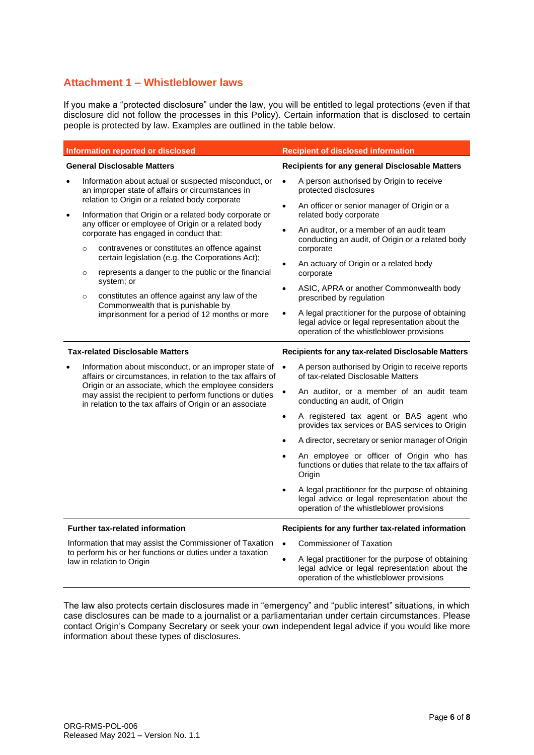## Attachment 1 – Whistleblower laws

If you make a "protected disclosure" under the law, you will be entitled to legal protections (even if that disclosure did not follow the processes in this Policy). Certain information that is disclosed to certain people is protected by law. Examples are outlined in the table below.

| Information reported or disclosed | Recipient of disclosed information |
|---|---|
| **General Disclosable Matters** | **Recipients for any general Disclosable Matters** |
| • Information about actual or suspected misconduct, or an improper state of affairs or circumstances in relation to Origin or a related body corporate<br>• Information that Origin or a related body corporate or any officer or employee of Origin or a related body corporate has engaged in conduct that:<br>  ○ contravenes or constitutes an offence against certain legislation (e.g. the Corporations Act);<br>  ○ represents a danger to the public or the financial system; or<br>  ○ constitutes an offence against any law of the Commonwealth that is punishable by imprisonment for a period of 12 months or more | • A person authorised by Origin to receive protected disclosures<br>• An officer or senior manager of Origin or a related body corporate<br>• An auditor, or a member of an audit team conducting an audit, of Origin or a related body corporate<br>• An actuary of Origin or a related body corporate<br>• ASIC, APRA or another Commonwealth body prescribed by regulation<br>• A legal practitioner for the purpose of obtaining legal advice or legal representation about the operation of the whistleblower provisions |
| **Tax-related Disclosable Matters** | **Recipients for any tax-related Disclosable Matters** |
| • Information about misconduct, or an improper state of affairs or circumstances, in relation to the tax affairs of Origin or an associate, which the employee considers may assist the recipient to perform functions or duties in relation to the tax affairs of Origin or an associate | • A person authorised by Origin to receive reports of tax-related Disclosable Matters<br>• An auditor, or a member of an audit team conducting an audit, of Origin<br>• A registered tax agent or BAS agent who provides tax services or BAS services to Origin<br>• A director, secretary or senior manager of Origin<br>• An employee or officer of Origin who has functions or duties that relate to the tax affairs of Origin<br>• A legal practitioner for the purpose of obtaining legal advice or legal representation about the operation of the whistleblower provisions |
| **Further tax-related information** | **Recipients for any further tax-related information** |
| Information that may assist the Commissioner of Taxation to perform his or her functions or duties under a taxation law in relation to Origin | • Commissioner of Taxation<br>• A legal practitioner for the purpose of obtaining legal advice or legal representation about the operation of the whistleblower provisions |

The law also protects certain disclosures made in "emergency" and "public interest" situations, in which case disclosures can be made to a journalist or a parliamentarian under certain circumstances. Please contact Origin's Company Secretary or seek your own independent legal advice if you would like more information about these types of disclosures.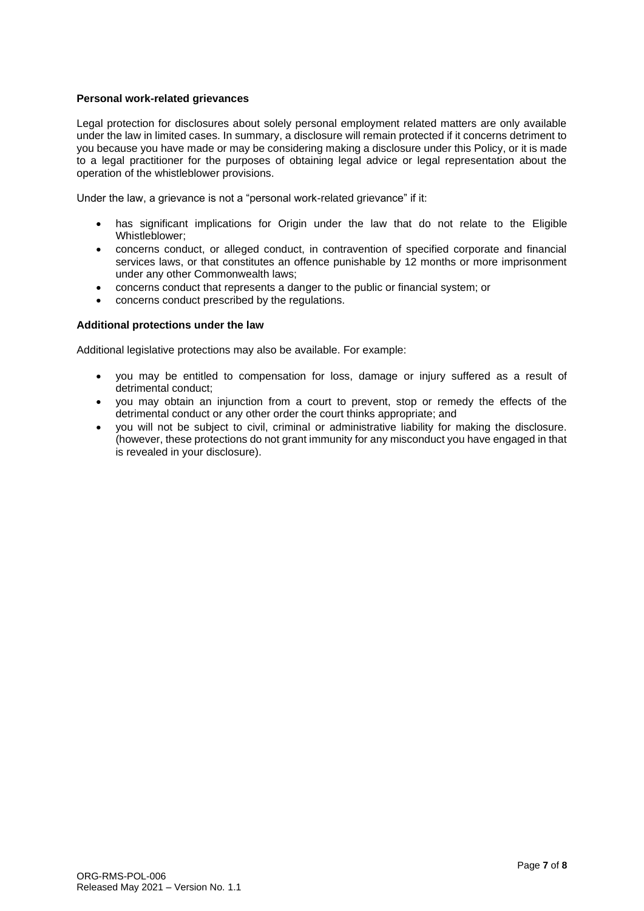### Personal work-related grievances

Legal protection for disclosures about solely personal employment related matters are only available under the law in limited cases. In summary, a disclosure will remain protected if it concerns detriment to you because you have made or may be considering making a disclosure under this Policy, or it is made to a legal practitioner for the purposes of obtaining legal advice or legal representation about the operation of the whistleblower provisions.

Under the law, a grievance is not a "personal work-related grievance" if it:

- has significant implications for Origin under the law that do not relate to the Eligible Whistleblower;
- concerns conduct, or alleged conduct, in contravention of specified corporate and financial services laws, or that constitutes an offence punishable by 12 months or more imprisonment under any other Commonwealth laws;
- concerns conduct that represents a danger to the public or financial system; or
- concerns conduct prescribed by the regulations.

### Additional protections under the law

Additional legislative protections may also be available. For example:

- you may be entitled to compensation for loss, damage or injury suffered as a result of detrimental conduct;
- you may obtain an injunction from a court to prevent, stop or remedy the effects of the detrimental conduct or any other order the court thinks appropriate; and
- you will not be subject to civil, criminal or administrative liability for making the disclosure. (however, these protections do not grant immunity for any misconduct you have engaged in that is revealed in your disclosure).

ORG-RMS-POL-006
Released May 2021 – Version No. 1.1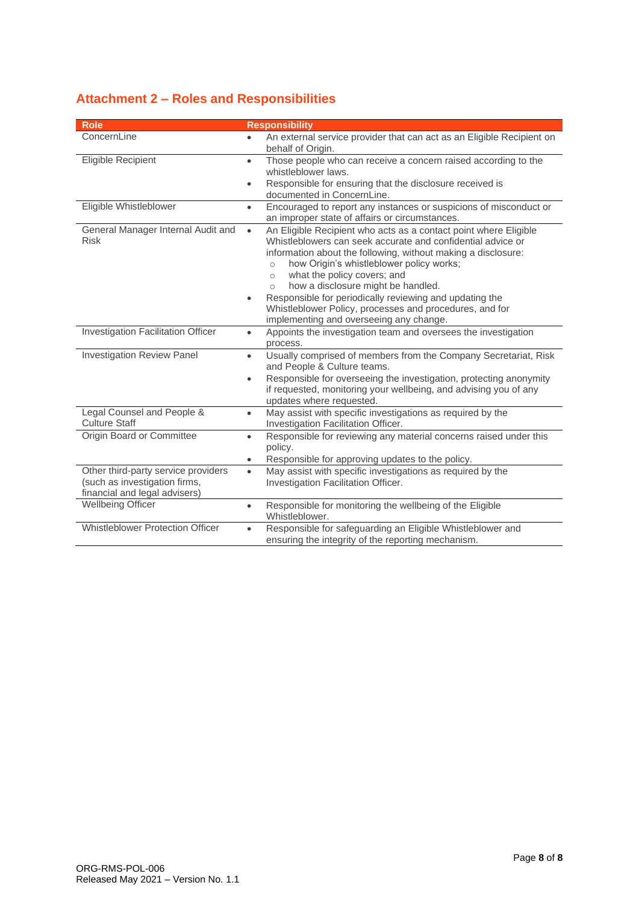## Attachment 2 – Roles and Responsibilities

| Role | Responsibility |
|---|---|
| ConcernLine | • An external service provider that can act as an Eligible Recipient on behalf of Origin. |
| Eligible Recipient | • Those people who can receive a concern raised according to the whistleblower laws.<br>• Responsible for ensuring that the disclosure received is documented in ConcernLine. |
| Eligible Whistleblower | • Encouraged to report any instances or suspicions of misconduct or an improper state of affairs or circumstances. |
| General Manager Internal Audit and Risk | • An Eligible Recipient who acts as a contact point where Eligible Whistleblowers can seek accurate and confidential advice or information about the following, without making a disclosure:<br>  ○ how Origin's whistleblower policy works;<br>  ○ what the policy covers; and<br>  ○ how a disclosure might be handled.<br>• Responsible for periodically reviewing and updating the Whistleblower Policy, processes and procedures, and for implementing and overseeing any change. |
| Investigation Facilitation Officer | • Appoints the investigation team and oversees the investigation process. |
| Investigation Review Panel | • Usually comprised of members from the Company Secretariat, Risk and People & Culture teams.<br>• Responsible for overseeing the investigation, protecting anonymity if requested, monitoring your wellbeing, and advising you of any updates where requested. |
| Legal Counsel and People & Culture Staff | • May assist with specific investigations as required by the Investigation Facilitation Officer. |
| Origin Board or Committee | • Responsible for reviewing any material concerns raised under this policy.<br>• Responsible for approving updates to the policy. |
| Other third-party service providers (such as investigation firms, financial and legal advisers) | • May assist with specific investigations as required by the Investigation Facilitation Officer. |
| Wellbeing Officer | • Responsible for monitoring the wellbeing of the Eligible Whistleblower. |
| Whistleblower Protection Officer | • Responsible for safeguarding an Eligible Whistleblower and ensuring the integrity of the reporting mechanism. |

ORG-RMS-POL-006
Released May 2021 – Version No. 1.1